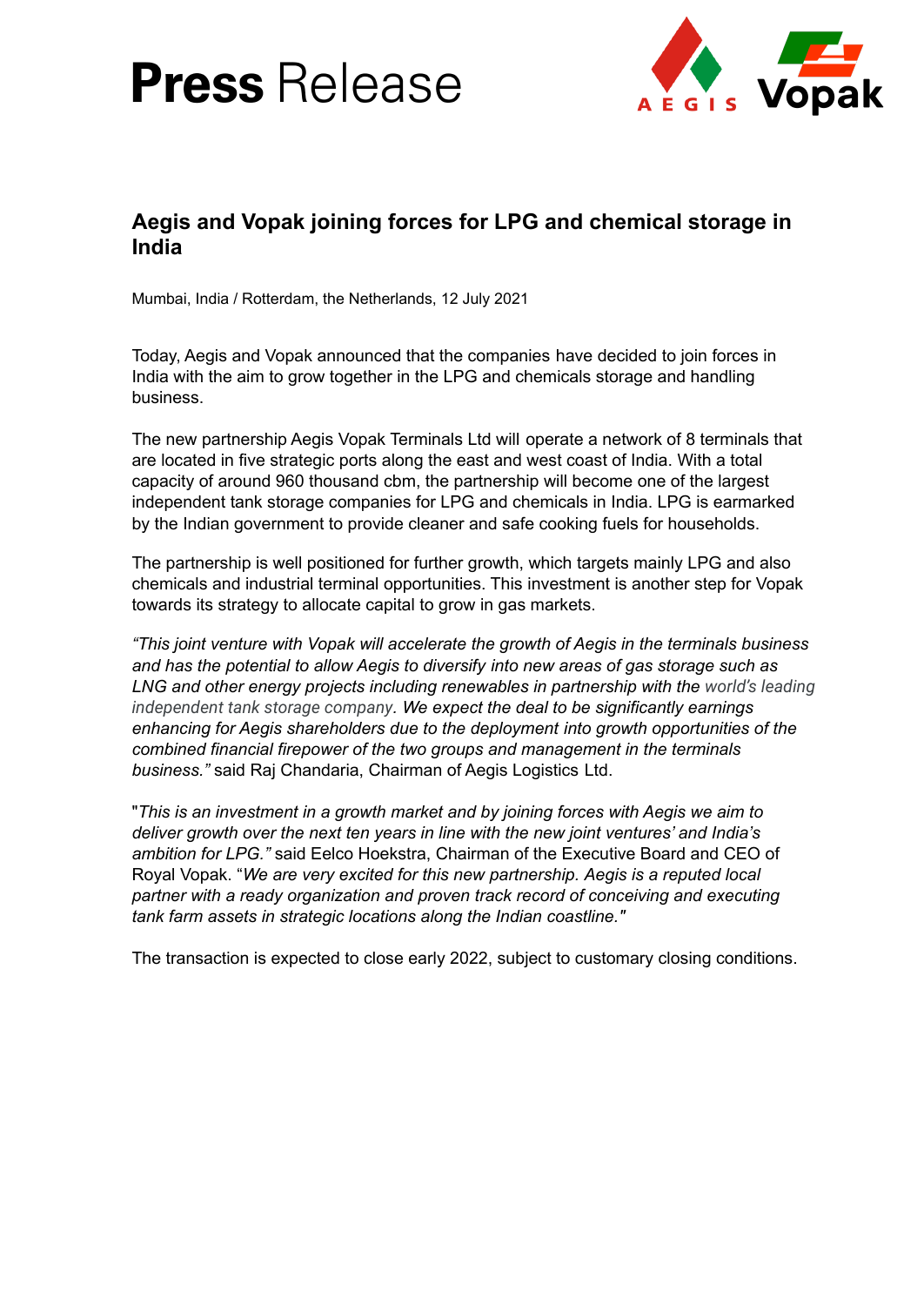# Press Release

## Aegis and Vopak joining forces for LPG and chemical storage in India

Mumbai, India / Rotterdam, the Netherlands, 12 July 2021

Today, Aegis and Vopak announced that the companies have decided to join forces in India with the aim to grow together in the LPG and chemicals storage and handling business.

The new partnership Aegis Vopak Terminals Ltd will operate a network of 8 terminals that are located in five strategic ports along the east and west coast of India. With a total capacity of around 960 thousand cbm, the partnership will become one of the largest independent tank storage companies for LPG and chemicals in India. LPG is earmarked by the Indian government to provide cleaner and safe cooking fuels for households.

The partnership is well positioned for further growth, which targets mainly LPG and also chemicals and industrial terminal opportunities. This investment is another step for Vopak towards its strategy to allocate capital to grow in gas markets.

*"This joint venture with Vopak will accelerate the growth of Aegis in the terminals business and has the potential to allow Aegis to diversify into new areas of gas storage such as LNG and other energy projects including renewables in partnership with the world's leading independent tank storage company. We expect the deal to be significantly earnings enhancing for Aegis shareholders due to the deployment into growth opportunities of the combined financial firepower of the two groups and management in the terminals business."* said Raj Chandaria, Chairman of Aegis Logistics Ltd.

"*This is an investment in a growth market and by joining forces with Aegis we aim to deliver growth over the next ten years in line with the new joint ventures' and India's ambition for LPG."* said Eelco Hoekstra, Chairman of the Executive Board and CEO of Royal Vopak. "*We are very excited for this new partnership. Aegis is a reputed local partner with a ready organization and proven track record of conceiving and executing tank farm assets in strategic locations along the Indian coastline."*

The transaction is expected to close early 2022, subject to customary closing conditions.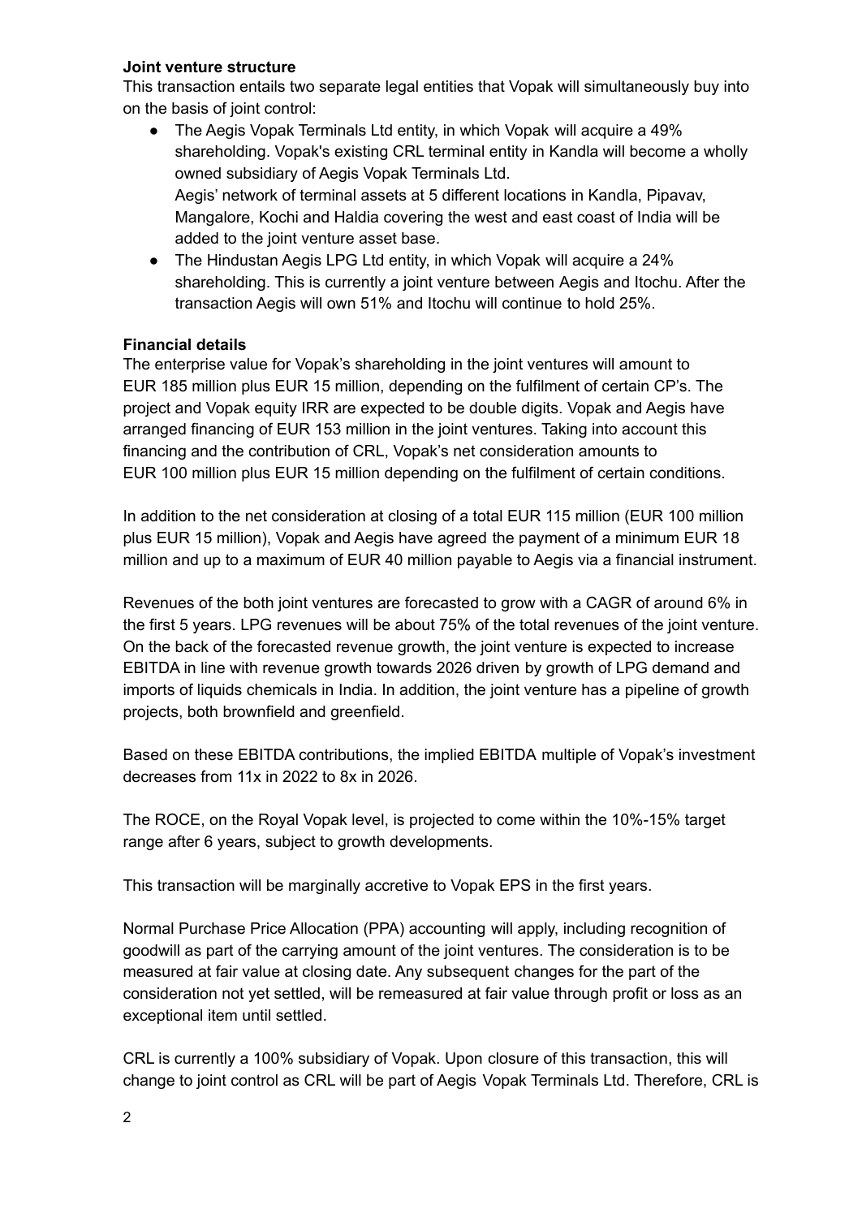**Joint venture structure**

This transaction entails two separate legal entities that Vopak will simultaneously buy into on the basis of joint control:

- The Aegis Vopak Terminals Ltd entity, in which Vopak will acquire a 49% shareholding. Vopak's existing CRL terminal entity in Kandla will become a wholly owned subsidiary of Aegis Vopak Terminals Ltd.
  Aegis' network of terminal assets at 5 different locations in Kandla, Pipavav, Mangalore, Kochi and Haldia covering the west and east coast of India will be added to the joint venture asset base.
- The Hindustan Aegis LPG Ltd entity, in which Vopak will acquire a 24% shareholding. This is currently a joint venture between Aegis and Itochu. After the transaction Aegis will own 51% and Itochu will continue to hold 25%.

**Financial details**

The enterprise value for Vopak's shareholding in the joint ventures will amount to EUR 185 million plus EUR 15 million, depending on the fulfilment of certain CP's. The project and Vopak equity IRR are expected to be double digits. Vopak and Aegis have arranged financing of EUR 153 million in the joint ventures. Taking into account this financing and the contribution of CRL, Vopak's net consideration amounts to EUR 100 million plus EUR 15 million depending on the fulfilment of certain conditions.

In addition to the net consideration at closing of a total EUR 115 million (EUR 100 million plus EUR 15 million), Vopak and Aegis have agreed the payment of a minimum EUR 18 million and up to a maximum of EUR 40 million payable to Aegis via a financial instrument.

Revenues of the both joint ventures are forecasted to grow with a CAGR of around 6% in the first 5 years. LPG revenues will be about 75% of the total revenues of the joint venture. On the back of the forecasted revenue growth, the joint venture is expected to increase EBITDA in line with revenue growth towards 2026 driven by growth of LPG demand and imports of liquids chemicals in India. In addition, the joint venture has a pipeline of growth projects, both brownfield and greenfield.

Based on these EBITDA contributions, the implied EBITDA multiple of Vopak's investment decreases from 11x in 2022 to 8x in 2026.

The ROCE, on the Royal Vopak level, is projected to come within the 10%-15% target range after 6 years, subject to growth developments.

This transaction will be marginally accretive to Vopak EPS in the first years.

Normal Purchase Price Allocation (PPA) accounting will apply, including recognition of goodwill as part of the carrying amount of the joint ventures. The consideration is to be measured at fair value at closing date. Any subsequent changes for the part of the consideration not yet settled, will be remeasured at fair value through profit or loss as an exceptional item until settled.

CRL is currently a 100% subsidiary of Vopak. Upon closure of this transaction, this will change to joint control as CRL will be part of Aegis Vopak Terminals Ltd. Therefore, CRL is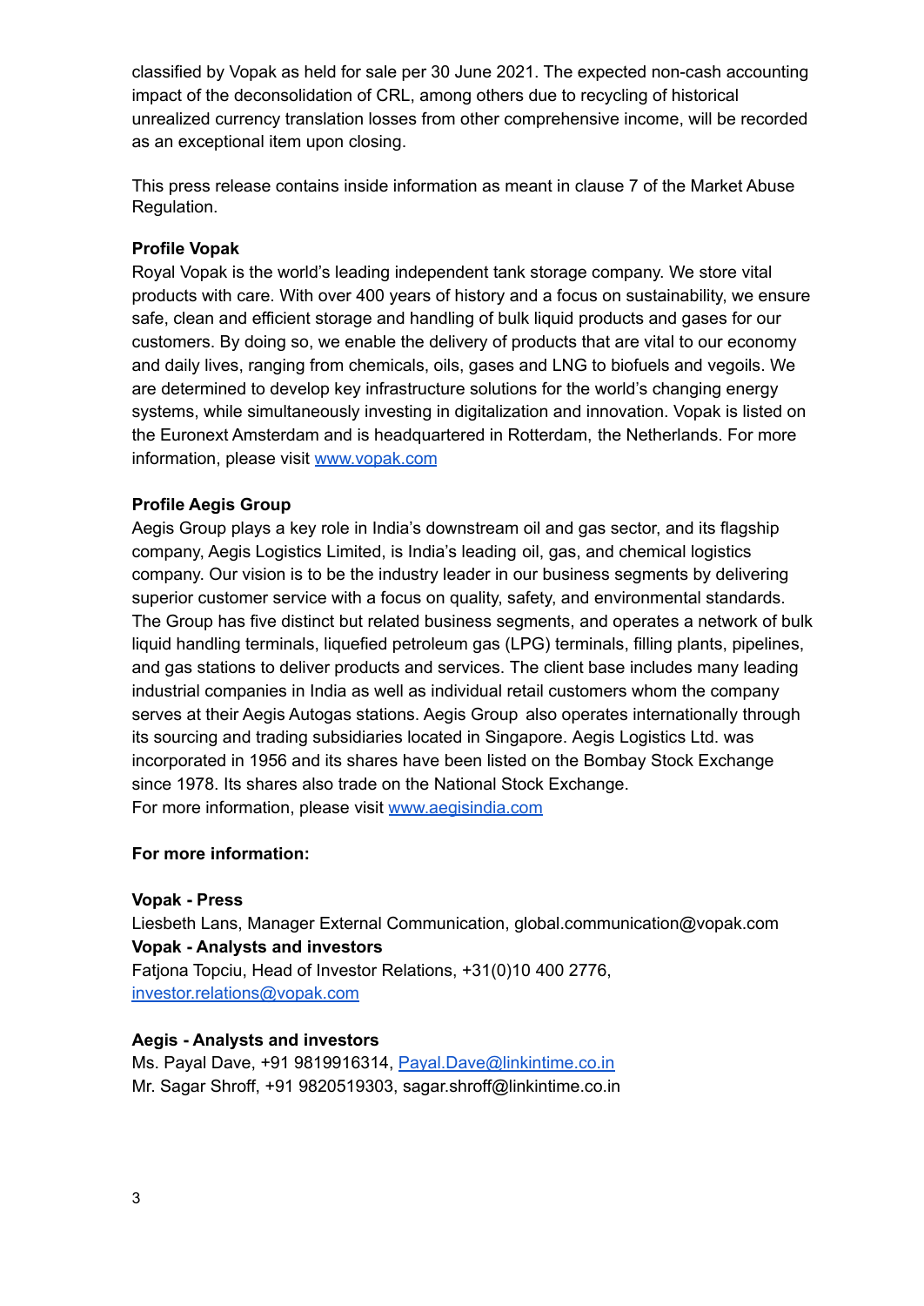classified by Vopak as held for sale per 30 June 2021. The expected non-cash accounting impact of the deconsolidation of CRL, among others due to recycling of historical unrealized currency translation losses from other comprehensive income, will be recorded as an exceptional item upon closing.

This press release contains inside information as meant in clause 7 of the Market Abuse Regulation.

**Profile Vopak**
Royal Vopak is the world's leading independent tank storage company. We store vital products with care. With over 400 years of history and a focus on sustainability, we ensure safe, clean and efficient storage and handling of bulk liquid products and gases for our customers. By doing so, we enable the delivery of products that are vital to our economy and daily lives, ranging from chemicals, oils, gases and LNG to biofuels and vegoils. We are determined to develop key infrastructure solutions for the world's changing energy systems, while simultaneously investing in digitalization and innovation. Vopak is listed on the Euronext Amsterdam and is headquartered in Rotterdam, the Netherlands. For more information, please visit [www.vopak.com](http://www.vopak.com)

**Profile Aegis Group**
Aegis Group plays a key role in India's downstream oil and gas sector, and its flagship company, Aegis Logistics Limited, is India's leading oil, gas, and chemical logistics company. Our vision is to be the industry leader in our business segments by delivering superior customer service with a focus on quality, safety, and environmental standards. The Group has five distinct but related business segments, and operates a network of bulk liquid handling terminals, liquefied petroleum gas (LPG) terminals, filling plants, pipelines, and gas stations to deliver products and services. The client base includes many leading industrial companies in India as well as individual retail customers whom the company serves at their Aegis Autogas stations. Aegis Group also operates internationally through its sourcing and trading subsidiaries located in Singapore. Aegis Logistics Ltd. was incorporated in 1956 and its shares have been listed on the Bombay Stock Exchange since 1978. Its shares also trade on the National Stock Exchange.
For more information, please visit [www.aegisindia.com](http://www.aegisindia.com)

**For more information:**

**Vopak - Press**
Liesbeth Lans, Manager External Communication, global.communication@vopak.com
**Vopak - Analysts and investors**
Fatjona Topciu, Head of Investor Relations, +31(0)10 400 2776, [investor.relations@vopak.com](mailto:investor.relations@vopak.com)

**Aegis - Analysts and investors**
Ms. Payal Dave, +91 9819916314, [Payal.Dave@linkintime.co.in](mailto:Payal.Dave@linkintime.co.in)
Mr. Sagar Shroff, +91 9820519303, sagar.shroff@linkintime.co.in